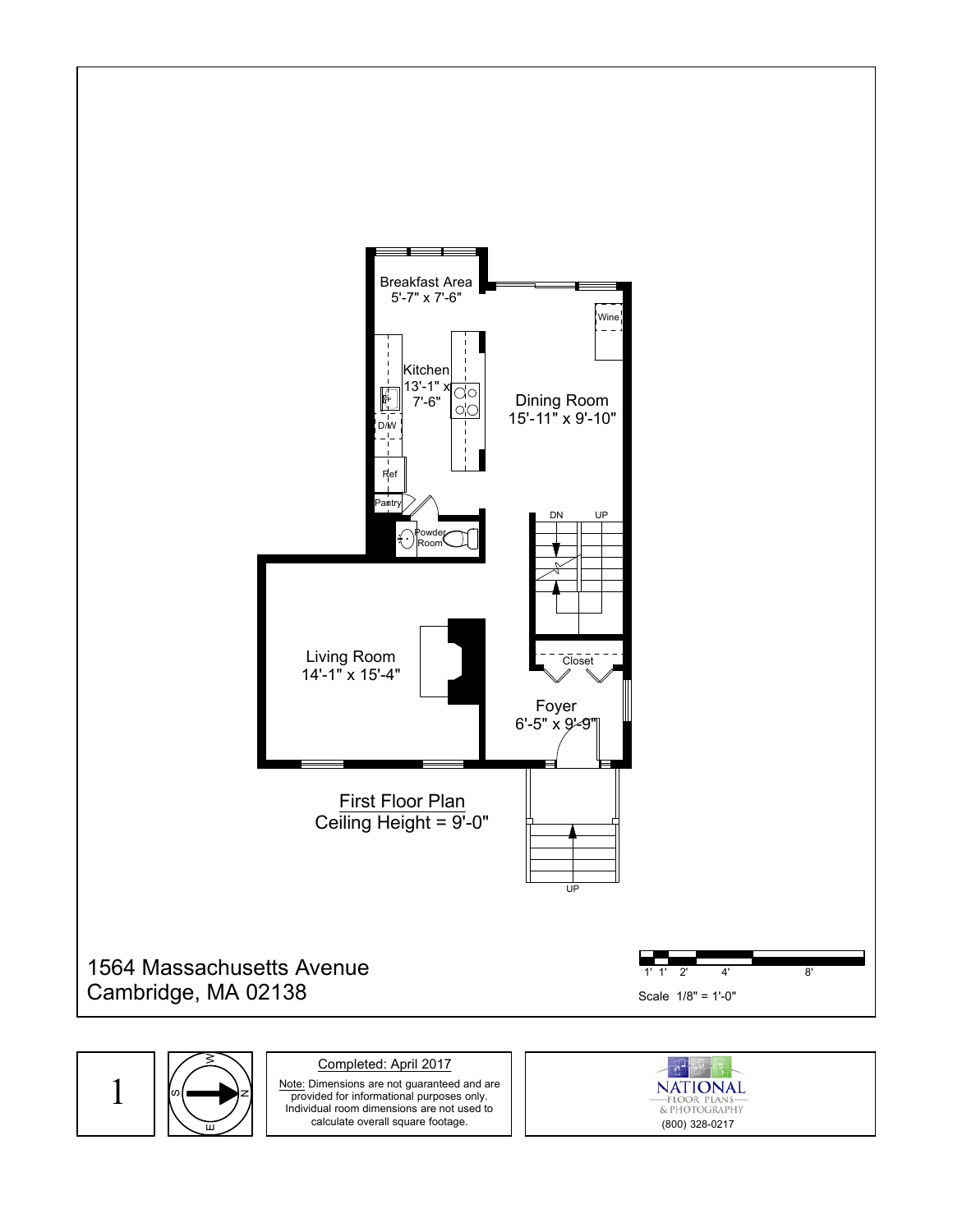Breakfast Area
5'-7" x 7'-6"

Wine

Kitchen
13'-1" x 7'-6"

D/W

Ref

Pantry

Dining Room
15'-11" x 9'-10"

Powder Room

DN UP

Living Room
14'-1" x 15'-4"

Closet

Foyer
6'-5" x 9'-9"

First Floor Plan
Ceiling Height = 9'-0"

UP

1564 Massachusetts Avenue
Cambridge, MA 02138

1' 1' 2' 4' 8'

Scale 1/8" = 1'-0"

1

W S N E

Completed: April 2017

Note: Dimensions are not guaranteed and are provided for informational purposes only. Individual room dimensions are not used to calculate overall square footage.

NATIONAL
FLOOR PLANS
& PHOTOGRAPHY
(800) 328-0217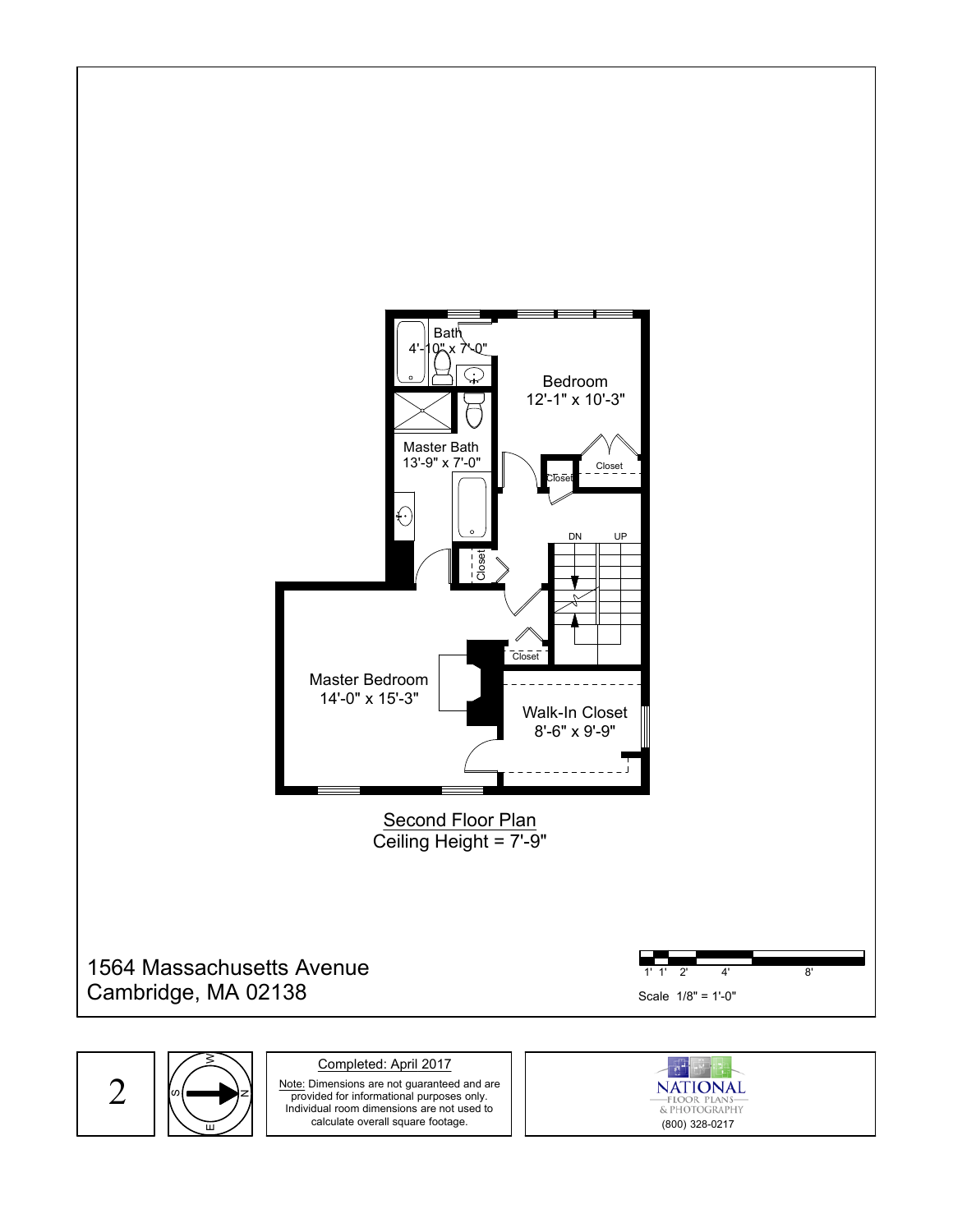Bath
4'-10" x 7'-0"

Bedroom
12'-1" x 10'-3"

Master Bath
13'-9" x 7'-0"

Closet

Closet

DN

UP

Closet

Closet

Master Bedroom
14'-0" x 15'-3"

Walk-In Closet
8'-6" x 9'-9"

## Second Floor Plan

Ceiling Height = 7'-9"

1564 Massachusetts Avenue
Cambridge, MA 02138

1' 1' 2' 4' 8'

Scale 1/8" = 1'-0"

2

W S N E

Completed: April 2017

Note: Dimensions are not guaranteed and are provided for informational purposes only. Individual room dimensions are not used to calculate overall square footage.

NATIONAL
FLOOR PLANS
& PHOTOGRAPHY
(800) 328-0217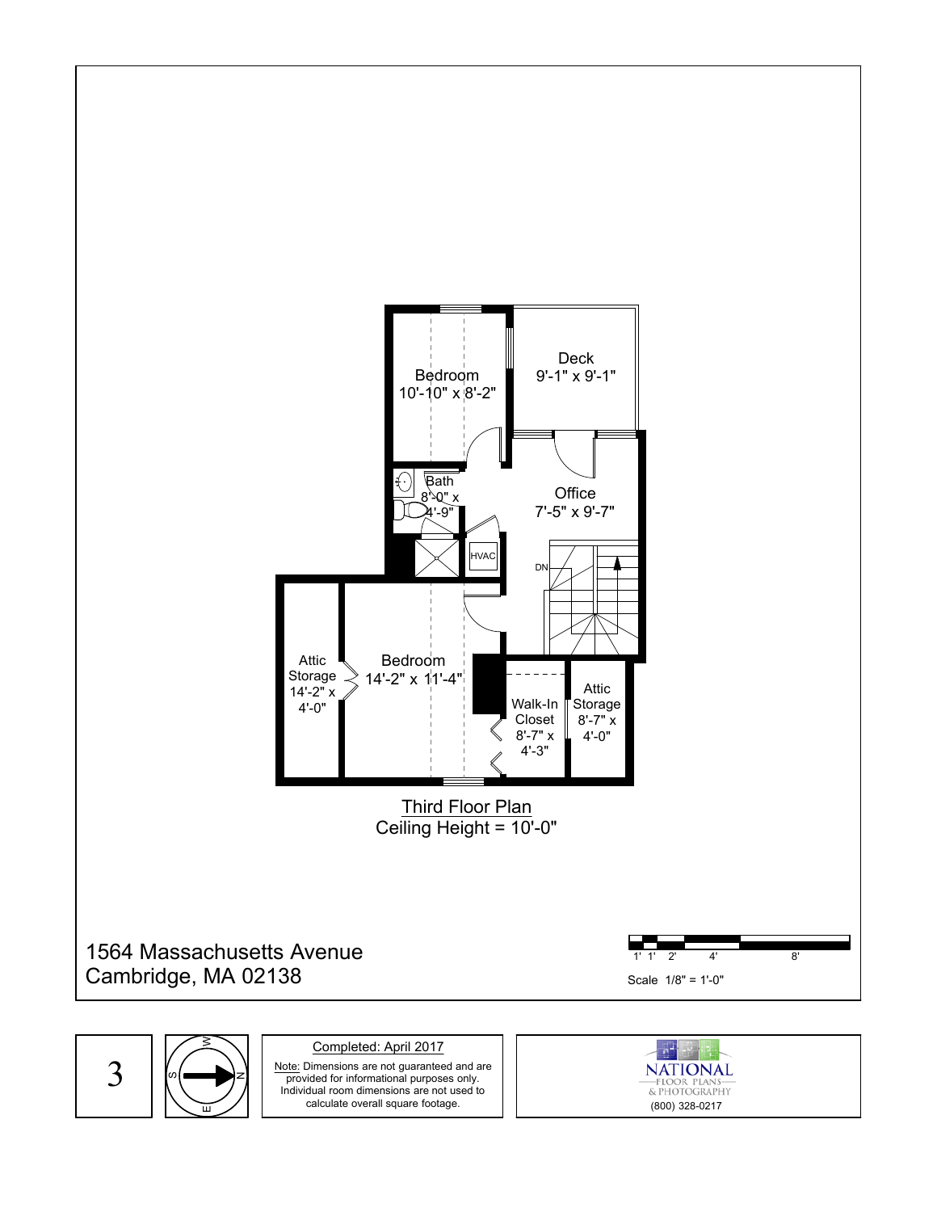Bedroom
10'-10" x 8'-2"

Deck
9'-1" x 9'-1"

Bath
8'-0" x
4'-9"

Office
7'-5" x 9'-7"

HVAC

DN

Attic
Storage
14'-2" x
4'-0"

Bedroom
14'-2" x 11'-4"

Walk-In
Closet
8'-7" x
4'-3"

Attic
Storage
8'-7" x
4'-0"

Third Floor Plan
Ceiling Height = 10'-0"

1564 Massachusetts Avenue
Cambridge, MA 02138

1' 1' 2' 4' 8'

Scale 1/8" = 1'-0"

W
S
N
E

Completed: April 2017

Note: Dimensions are not guaranteed and are provided for informational purposes only. Individual room dimensions are not used to calculate overall square footage.

NATIONAL
FLOOR PLANS
& PHOTOGRAPHY
(800) 328-0217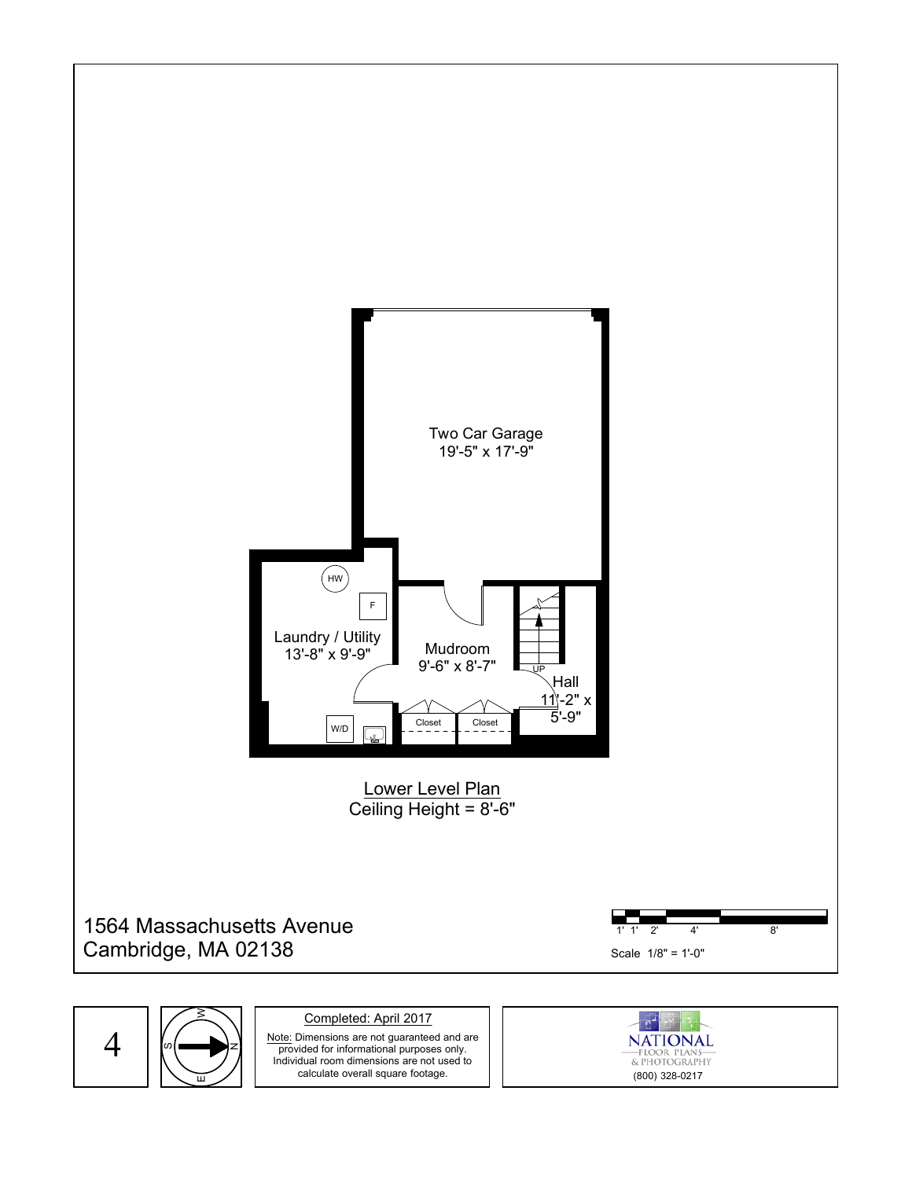Two Car Garage
19'-5" x 17'-9"

HW

F

Laundry / Utility
13'-8" x 9'-9"

Mudroom
9'-6" x 8'-7"

UP

Hall
11'-2" x
5'-9"

W/D

Closet

Closet

Lower Level Plan
Ceiling Height = 8'-6"

1564 Massachusetts Avenue
Cambridge, MA 02138

1' 1' 2' 4' 8'

Scale 1/8" = 1'-0"

W
S N
E

Completed: April 2017

Note: Dimensions are not guaranteed and are provided for informational purposes only. Individual room dimensions are not used to calculate overall square footage.

NATIONAL
FLOOR PLANS
& PHOTOGRAPHY
(800) 328-0217